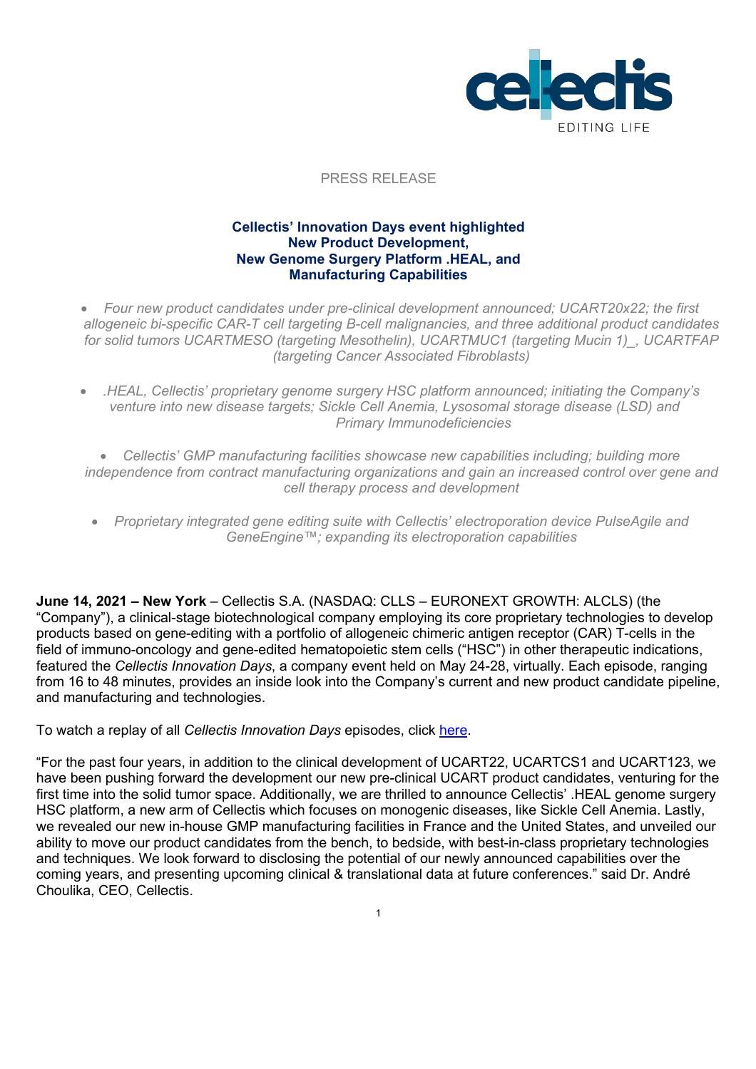PRESS RELEASE

# Cellectis' Innovation Days event highlighted New Product Development, New Genome Surgery Platform .HEAL, and Manufacturing Capabilities

- *Four new product candidates under pre-clinical development announced; UCART20x22; the first allogeneic bi-specific CAR-T cell targeting B-cell malignancies, and three additional product candidates for solid tumors UCARTMESO (targeting Mesothelin), UCARTMUC1 (targeting Mucin 1)_, UCARTFAP (targeting Cancer Associated Fibroblasts)*

- *.HEAL, Cellectis' proprietary genome surgery HSC platform announced; initiating the Company's venture into new disease targets; Sickle Cell Anemia, Lysosomal storage disease (LSD) and Primary Immunodeficiencies*

- *Cellectis' GMP manufacturing facilities showcase new capabilities including; building more independence from contract manufacturing organizations and gain an increased control over gene and cell therapy process and development*

- *Proprietary integrated gene editing suite with Cellectis' electroporation device PulseAgile and GeneEngine™; expanding its electroporation capabilities*

**June 14, 2021 – New York** – Cellectis S.A. (NASDAQ: CLLS – EURONEXT GROWTH: ALCLS) (the "Company"), a clinical-stage biotechnological company employing its core proprietary technologies to develop products based on gene-editing with a portfolio of allogeneic chimeric antigen receptor (CAR) T-cells in the field of immuno-oncology and gene-edited hematopoietic stem cells ("HSC") in other therapeutic indications, featured the *Cellectis Innovation Days*, a company event held on May 24-28, virtually. Each episode, ranging from 16 to 48 minutes, provides an inside look into the Company's current and new product candidate pipeline, and manufacturing and technologies.

To watch a replay of all *Cellectis Innovation Days* episodes, click here.

"For the past four years, in addition to the clinical development of UCART22, UCARTCS1 and UCART123, we have been pushing forward the development our new pre-clinical UCART product candidates, venturing for the first time into the solid tumor space. Additionally, we are thrilled to announce Cellectis' .HEAL genome surgery HSC platform, a new arm of Cellectis which focuses on monogenic diseases, like Sickle Cell Anemia. Lastly, we revealed our new in-house GMP manufacturing facilities in France and the United States, and unveiled our ability to move our product candidates from the bench, to bedside, with best-in-class proprietary technologies and techniques. We look forward to disclosing the potential of our newly announced capabilities over the coming years, and presenting upcoming clinical & translational data at future conferences." said Dr. André Choulika, CEO, Cellectis.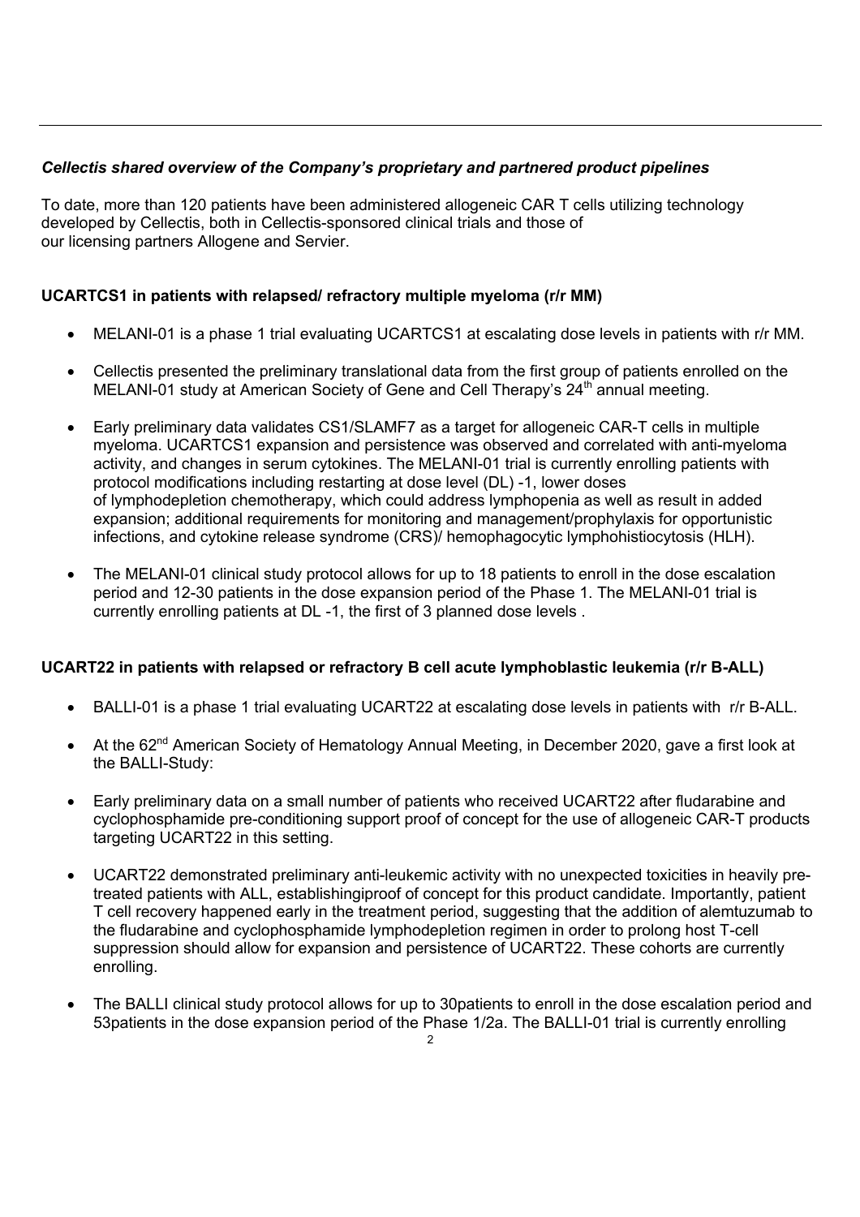***Cellectis shared overview of the Company's proprietary and partnered product pipelines***

To date, more than 120 patients have been administered allogeneic CAR T cells utilizing technology developed by Cellectis, both in Cellectis-sponsored clinical trials and those of our licensing partners Allogene and Servier.

**UCARTCS1 in patients with relapsed/ refractory multiple myeloma (r/r MM)**

- MELANI-01 is a phase 1 trial evaluating UCARTCS1 at escalating dose levels in patients with r/r MM.
- Cellectis presented the preliminary translational data from the first group of patients enrolled on the MELANI-01 study at American Society of Gene and Cell Therapy's 24th annual meeting.
- Early preliminary data validates CS1/SLAMF7 as a target for allogeneic CAR-T cells in multiple myeloma. UCARTCS1 expansion and persistence was observed and correlated with anti-myeloma activity, and changes in serum cytokines. The MELANI-01 trial is currently enrolling patients with protocol modifications including restarting at dose level (DL) -1, lower doses of lymphodepletion chemotherapy, which could address lymphopenia as well as result in added expansion; additional requirements for monitoring and management/prophylaxis for opportunistic infections, and cytokine release syndrome (CRS)/ hemophagocytic lymphohistiocytosis (HLH).
- The MELANI-01 clinical study protocol allows for up to 18 patients to enroll in the dose escalation period and 12-30 patients in the dose expansion period of the Phase 1. The MELANI-01 trial is currently enrolling patients at DL -1, the first of 3 planned dose levels .

**UCART22 in patients with relapsed or refractory B cell acute lymphoblastic leukemia (r/r B-ALL)**

- BALLI-01 is a phase 1 trial evaluating UCART22 at escalating dose levels in patients with r/r B-ALL.
- At the 62nd American Society of Hematology Annual Meeting, in December 2020, gave a first look at the BALLI-Study:
- Early preliminary data on a small number of patients who received UCART22 after fludarabine and cyclophosphamide pre-conditioning support proof of concept for the use of allogeneic CAR-T products targeting UCART22 in this setting.
- UCART22 demonstrated preliminary anti-leukemic activity with no unexpected toxicities in heavily pre-treated patients with ALL, establishingiproof of concept for this product candidate. Importantly, patient T cell recovery happened early in the treatment period, suggesting that the addition of alemtuzumab to the fludarabine and cyclophosphamide lymphodepletion regimen in order to prolong host T-cell suppression should allow for expansion and persistence of UCART22. These cohorts are currently enrolling.
- The BALLI clinical study protocol allows for up to 30patients to enroll in the dose escalation period and 53patients in the dose expansion period of the Phase 1/2a. The BALLI-01 trial is currently enrolling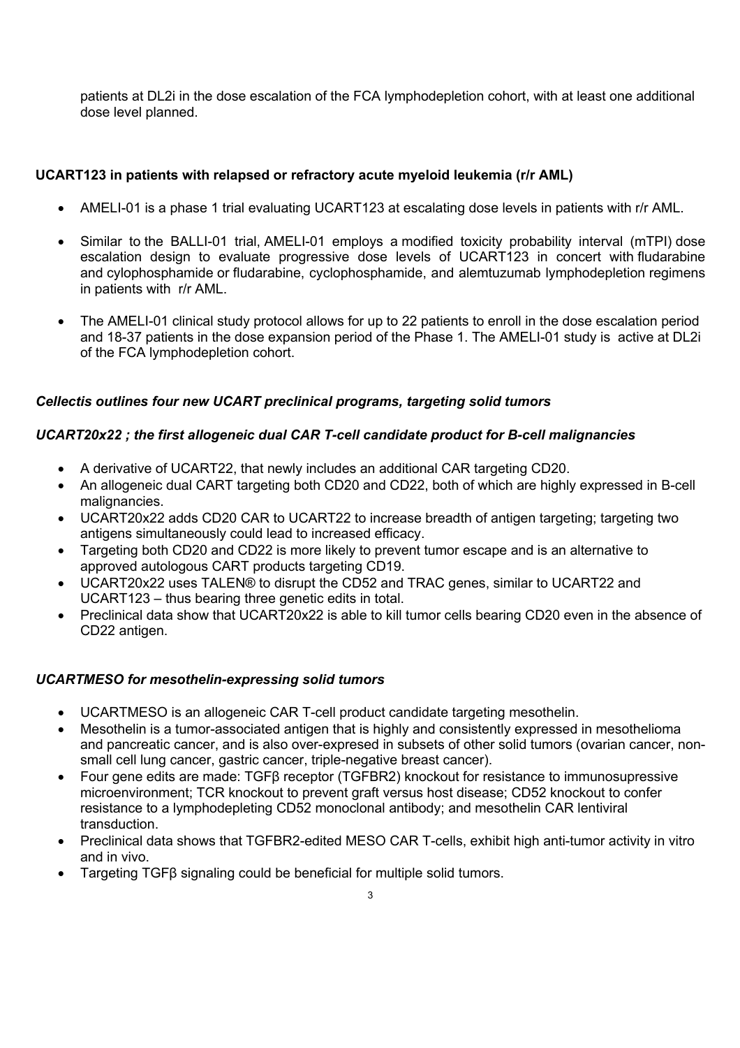patients at DL2i in the dose escalation of the FCA lymphodepletion cohort, with at least one additional dose level planned.

**UCART123 in patients with relapsed or refractory acute myeloid leukemia (r/r AML)**

- AMELI-01 is a phase 1 trial evaluating UCART123 at escalating dose levels in patients with r/r AML.
- Similar to the BALLI-01 trial, AMELI-01 employs a modified toxicity probability interval (mTPI) dose escalation design to evaluate progressive dose levels of UCART123 in concert with fludarabine and cylophosphamide or fludarabine, cyclophosphamide, and alemtuzumab lymphodepletion regimens in patients with r/r AML.
- The AMELI-01 clinical study protocol allows for up to 22 patients to enroll in the dose escalation period and 18-37 patients in the dose expansion period of the Phase 1. The AMELI-01 study is active at DL2i of the FCA lymphodepletion cohort.

***Cellectis outlines four new UCART preclinical programs, targeting solid tumors***

***UCART20x22 ; the first allogeneic dual CAR T-cell candidate product for B-cell malignancies***

- A derivative of UCART22, that newly includes an additional CAR targeting CD20.
- An allogeneic dual CART targeting both CD20 and CD22, both of which are highly expressed in B-cell malignancies.
- UCART20x22 adds CD20 CAR to UCART22 to increase breadth of antigen targeting; targeting two antigens simultaneously could lead to increased efficacy.
- Targeting both CD20 and CD22 is more likely to prevent tumor escape and is an alternative to approved autologous CART products targeting CD19.
- UCART20x22 uses TALEN® to disrupt the CD52 and TRAC genes, similar to UCART22 and UCART123 – thus bearing three genetic edits in total.
- Preclinical data show that UCART20x22 is able to kill tumor cells bearing CD20 even in the absence of CD22 antigen.

***UCARTMESO for mesothelin-expressing solid tumors***

- UCARTMESO is an allogeneic CAR T-cell product candidate targeting mesothelin.
- Mesothelin is a tumor-associated antigen that is highly and consistently expressed in mesothelioma and pancreatic cancer, and is also over-expresed in subsets of other solid tumors (ovarian cancer, non-small cell lung cancer, gastric cancer, triple-negative breast cancer).
- Four gene edits are made: TGFβ receptor (TGFBR2) knockout for resistance to immunosupressive microenvironment; TCR knockout to prevent graft versus host disease; CD52 knockout to confer resistance to a lymphodepleting CD52 monoclonal antibody; and mesothelin CAR lentiviral transduction.
- Preclinical data shows that TGFBR2-edited MESO CAR T-cells, exhibit high anti-tumor activity in vitro and in vivo.
- Targeting TGFβ signaling could be beneficial for multiple solid tumors.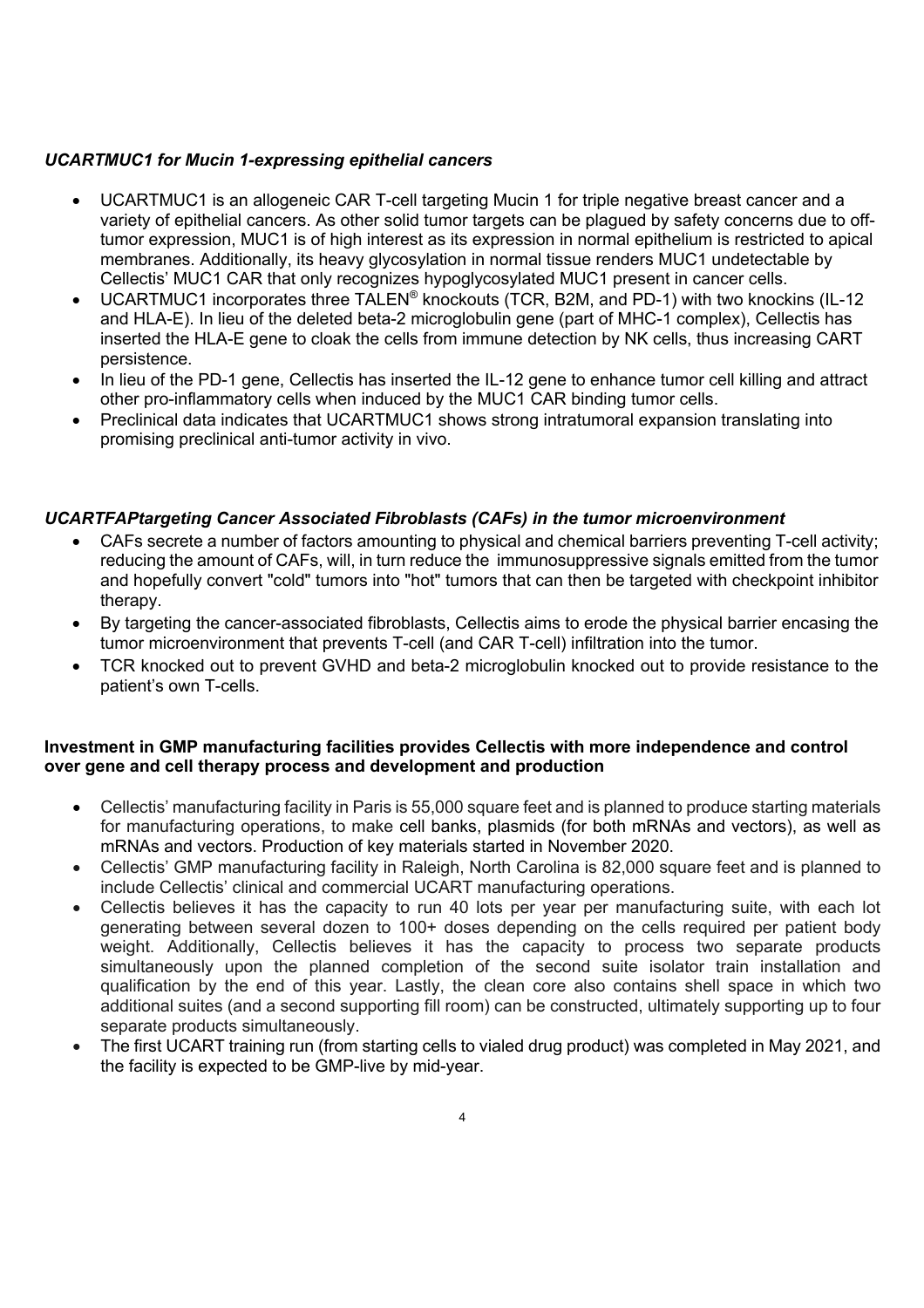### *UCARTMUC1 for Mucin 1-expressing epithelial cancers*

- UCARTMUC1 is an allogeneic CAR T-cell targeting Mucin 1 for triple negative breast cancer and a variety of epithelial cancers. As other solid tumor targets can be plagued by safety concerns due to off-tumor expression, MUC1 is of high interest as its expression in normal epithelium is restricted to apical membranes. Additionally, its heavy glycosylation in normal tissue renders MUC1 undetectable by Cellectis' MUC1 CAR that only recognizes hypoglycosylated MUC1 present in cancer cells.
- UCARTMUC1 incorporates three TALEN® knockouts (TCR, B2M, and PD-1) with two knockins (IL-12 and HLA-E). In lieu of the deleted beta-2 microglobulin gene (part of MHC-1 complex), Cellectis has inserted the HLA-E gene to cloak the cells from immune detection by NK cells, thus increasing CART persistence.
- In lieu of the PD-1 gene, Cellectis has inserted the IL-12 gene to enhance tumor cell killing and attract other pro-inflammatory cells when induced by the MUC1 CAR binding tumor cells.
- Preclinical data indicates that UCARTMUC1 shows strong intratumoral expansion translating into promising preclinical anti-tumor activity in vivo.

### *UCARTFAPtargeting Cancer Associated Fibroblasts (CAFs) in the tumor microenvironment*

- CAFs secrete a number of factors amounting to physical and chemical barriers preventing T-cell activity; reducing the amount of CAFs, will, in turn reduce the immunosuppressive signals emitted from the tumor and hopefully convert "cold" tumors into "hot" tumors that can then be targeted with checkpoint inhibitor therapy.
- By targeting the cancer-associated fibroblasts, Cellectis aims to erode the physical barrier encasing the tumor microenvironment that prevents T-cell (and CAR T-cell) infiltration into the tumor.
- TCR knocked out to prevent GVHD and beta-2 microglobulin knocked out to provide resistance to the patient's own T-cells.

**Investment in GMP manufacturing facilities provides Cellectis with more independence and control over gene and cell therapy process and development and production**

- Cellectis' manufacturing facility in Paris is 55,000 square feet and is planned to produce starting materials for manufacturing operations, to make cell banks, plasmids (for both mRNAs and vectors), as well as mRNAs and vectors. Production of key materials started in November 2020.
- Cellectis' GMP manufacturing facility in Raleigh, North Carolina is 82,000 square feet and is planned to include Cellectis' clinical and commercial UCART manufacturing operations.
- Cellectis believes it has the capacity to run 40 lots per year per manufacturing suite, with each lot generating between several dozen to 100+ doses depending on the cells required per patient body weight. Additionally, Cellectis believes it has the capacity to process two separate products simultaneously upon the planned completion of the second suite isolator train installation and qualification by the end of this year. Lastly, the clean core also contains shell space in which two additional suites (and a second supporting fill room) can be constructed, ultimately supporting up to four separate products simultaneously.
- The first UCART training run (from starting cells to vialed drug product) was completed in May 2021, and the facility is expected to be GMP-live by mid-year.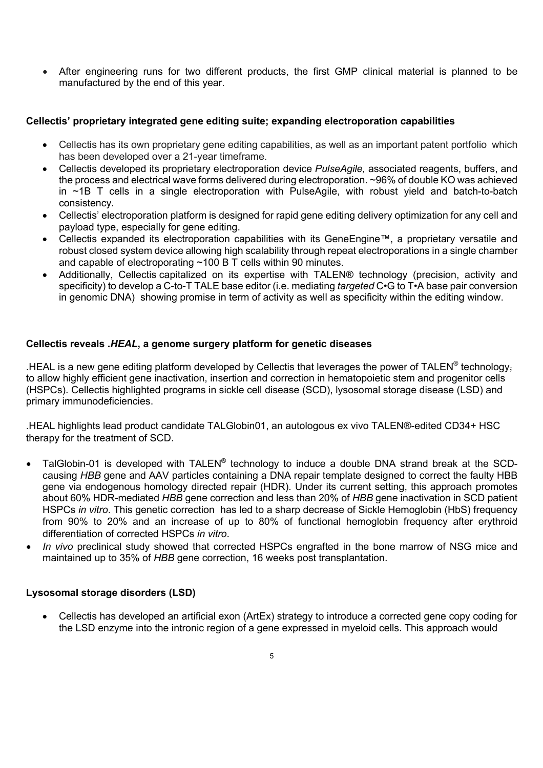- After engineering runs for two different products, the first GMP clinical material is planned to be manufactured by the end of this year.

**Cellectis' proprietary integrated gene editing suite; expanding electroporation capabilities**

- Cellectis has its own proprietary gene editing capabilities, as well as an important patent portfolio which has been developed over a 21-year timeframe.
- Cellectis developed its proprietary electroporation device *PulseAgile,* associated reagents, buffers, and the process and electrical wave forms delivered during electroporation. ~96% of double KO was achieved in ~1B T cells in a single electroporation with PulseAgile, with robust yield and batch-to-batch consistency.
- Cellectis' electroporation platform is designed for rapid gene editing delivery optimization for any cell and payload type, especially for gene editing.
- Cellectis expanded its electroporation capabilities with its GeneEngine™, a proprietary versatile and robust closed system device allowing high scalability through repeat electroporations in a single chamber and capable of electroporating ~100 B T cells within 90 minutes.
- Additionally, Cellectis capitalized on its expertise with TALEN® technology (precision, activity and specificity) to develop a C-to-T TALE base editor (i.e. mediating *targeted* C•G to T•A base pair conversion in genomic DNA) showing promise in term of activity as well as specificity within the editing window.

**Cellectis reveals *.HEAL*, a genome surgery platform for genetic diseases**

.HEAL is a new gene editing platform developed by Cellectis that leverages the power of TALEN® technology, to allow highly efficient gene inactivation, insertion and correction in hematopoietic stem and progenitor cells (HSPCs). Cellectis highlighted programs in sickle cell disease (SCD), lysosomal storage disease (LSD) and primary immunodeficiencies.

.HEAL highlights lead product candidate TALGlobin01, an autologous ex vivo TALEN®-edited CD34+ HSC therapy for the treatment of SCD.

- TalGlobin-01 is developed with TALEN® technology to induce a double DNA strand break at the SCD-causing *HBB* gene and AAV particles containing a DNA repair template designed to correct the faulty HBB gene via endogenous homology directed repair (HDR). Under its current setting, this approach promotes about 60% HDR-mediated *HBB* gene correction and less than 20% of *HBB* gene inactivation in SCD patient HSPCs *in vitro*. This genetic correction has led to a sharp decrease of Sickle Hemoglobin (HbS) frequency from 90% to 20% and an increase of up to 80% of functional hemoglobin frequency after erythroid differentiation of corrected HSPCs *in vitro*.
- *In vivo* preclinical study showed that corrected HSPCs engrafted in the bone marrow of NSG mice and maintained up to 35% of *HBB* gene correction, 16 weeks post transplantation.

**Lysosomal storage disorders (LSD)**

- Cellectis has developed an artificial exon (ArtEx) strategy to introduce a corrected gene copy coding for the LSD enzyme into the intronic region of a gene expressed in myeloid cells. This approach would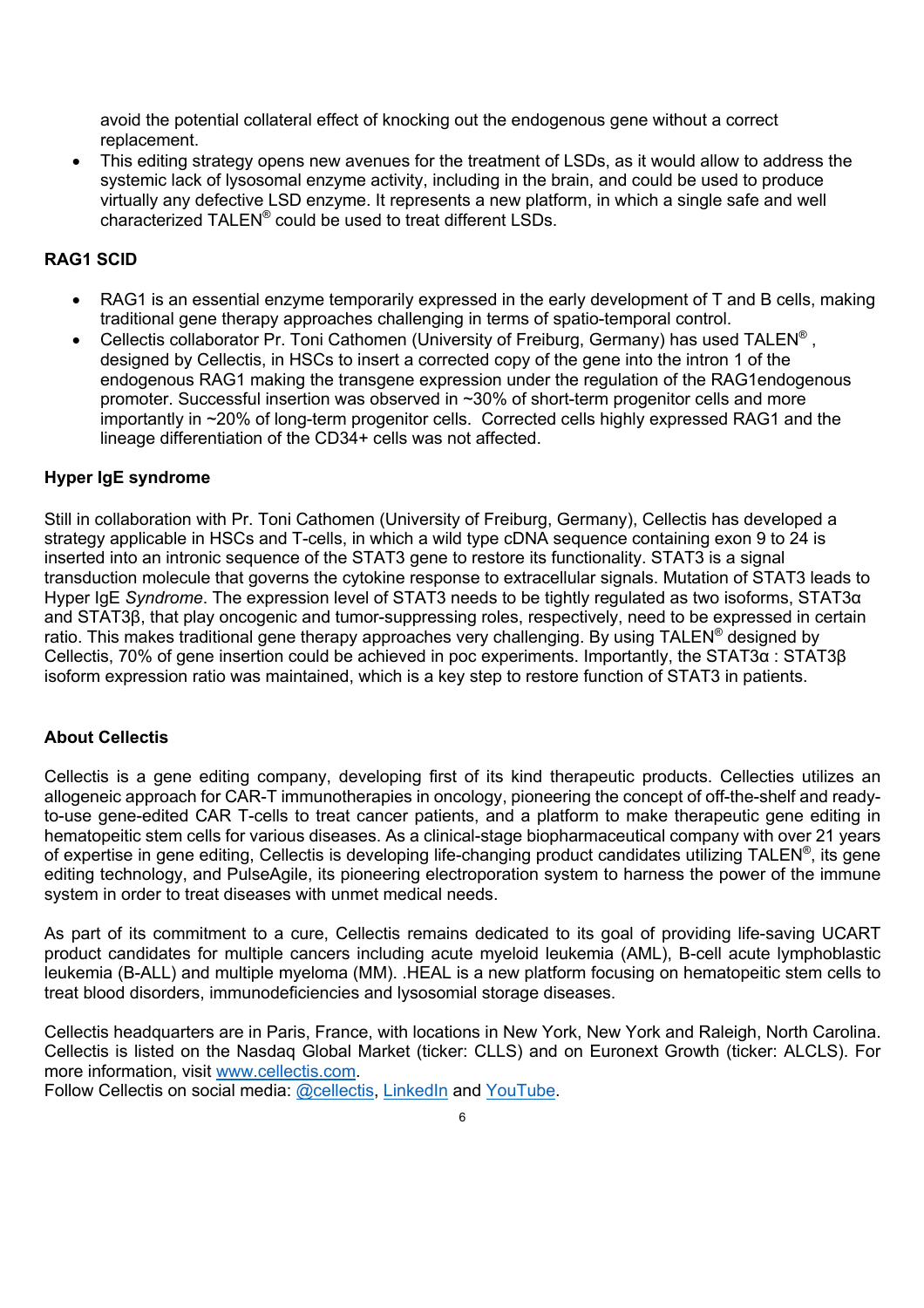avoid the potential collateral effect of knocking out the endogenous gene without a correct replacement.

- This editing strategy opens new avenues for the treatment of LSDs, as it would allow to address the systemic lack of lysosomal enzyme activity, including in the brain, and could be used to produce virtually any defective LSD enzyme. It represents a new platform, in which a single safe and well characterized TALEN® could be used to treat different LSDs.

**RAG1 SCID**

- RAG1 is an essential enzyme temporarily expressed in the early development of T and B cells, making traditional gene therapy approaches challenging in terms of spatio-temporal control.
- Cellectis collaborator Pr. Toni Cathomen (University of Freiburg, Germany) has used TALEN® , designed by Cellectis, in HSCs to insert a corrected copy of the gene into the intron 1 of the endogenous RAG1 making the transgene expression under the regulation of the RAG1endogenous promoter. Successful insertion was observed in ~30% of short-term progenitor cells and more importantly in ~20% of long-term progenitor cells. Corrected cells highly expressed RAG1 and the lineage differentiation of the CD34+ cells was not affected.

**Hyper IgE syndrome**

Still in collaboration with Pr. Toni Cathomen (University of Freiburg, Germany), Cellectis has developed a strategy applicable in HSCs and T-cells, in which a wild type cDNA sequence containing exon 9 to 24 is inserted into an intronic sequence of the STAT3 gene to restore its functionality. STAT3 is a signal transduction molecule that governs the cytokine response to extracellular signals. Mutation of STAT3 leads to Hyper IgE *Syndrome*. The expression level of STAT3 needs to be tightly regulated as two isoforms, STAT3α and STAT3β, that play oncogenic and tumor-suppressing roles, respectively, need to be expressed in certain ratio. This makes traditional gene therapy approaches very challenging. By using TALEN® designed by Cellectis, 70% of gene insertion could be achieved in poc experiments. Importantly, the STAT3α : STAT3β isoform expression ratio was maintained, which is a key step to restore function of STAT3 in patients.

**About Cellectis**

Cellectis is a gene editing company, developing first of its kind therapeutic products. Cellecties utilizes an allogeneic approach for CAR-T immunotherapies in oncology, pioneering the concept of off-the-shelf and ready-to-use gene-edited CAR T-cells to treat cancer patients, and a platform to make therapeutic gene editing in hematopeitic stem cells for various diseases. As a clinical-stage biopharmaceutical company with over 21 years of expertise in gene editing, Cellectis is developing life-changing product candidates utilizing TALEN®, its gene editing technology, and PulseAgile, its pioneering electroporation system to harness the power of the immune system in order to treat diseases with unmet medical needs.

As part of its commitment to a cure, Cellectis remains dedicated to its goal of providing life-saving UCART product candidates for multiple cancers including acute myeloid leukemia (AML), B-cell acute lymphoblastic leukemia (B-ALL) and multiple myeloma (MM). .HEAL is a new platform focusing on hematopeitic stem cells to treat blood disorders, immunodeficiencies and lysosomial storage diseases.

Cellectis headquarters are in Paris, France, with locations in New York, New York and Raleigh, North Carolina. Cellectis is listed on the Nasdaq Global Market (ticker: CLLS) and on Euronext Growth (ticker: ALCLS). For more information, visit [www.cellectis.com](www.cellectis.com).
Follow Cellectis on social media: @cellectis, LinkedIn and YouTube.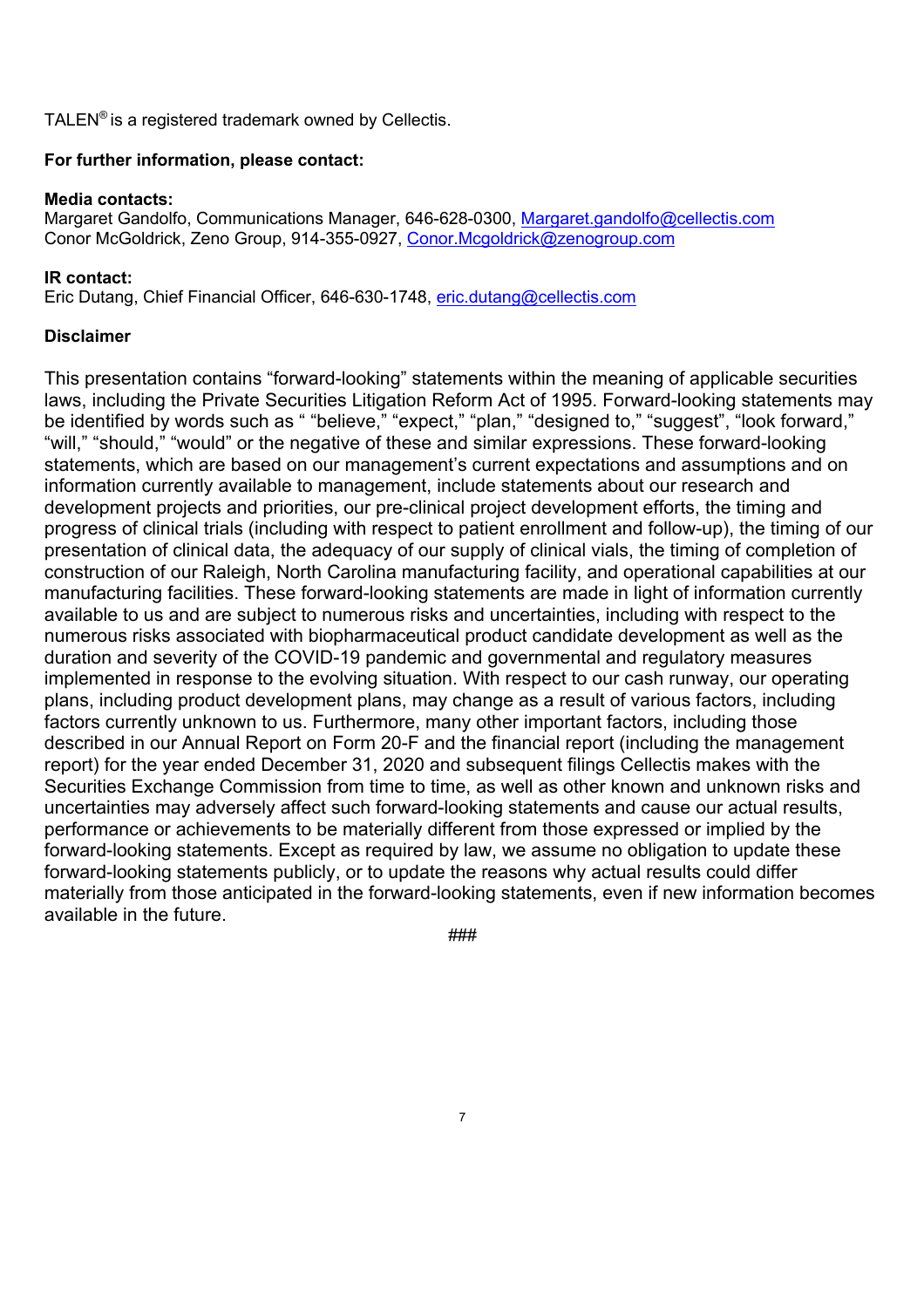TALEN® is a registered trademark owned by Cellectis.

**For further information, please contact:**

**Media contacts:**
Margaret Gandolfo, Communications Manager, 646-628-0300, Margaret.gandolfo@cellectis.com
Conor McGoldrick, Zeno Group, 914-355-0927, Conor.Mcgoldrick@zenogroup.com

**IR contact:**
Eric Dutang, Chief Financial Officer, 646-630-1748, eric.dutang@cellectis.com

**Disclaimer**

This presentation contains “forward-looking” statements within the meaning of applicable securities laws, including the Private Securities Litigation Reform Act of 1995. Forward-looking statements may be identified by words such as “ “believe,” “expect,” “plan,” “designed to,” “suggest”, “look forward,” “will,” “should,” “would” or the negative of these and similar expressions. These forward-looking statements, which are based on our management’s current expectations and assumptions and on information currently available to management, include statements about our research and development projects and priorities, our pre-clinical project development efforts, the timing and progress of clinical trials (including with respect to patient enrollment and follow-up), the timing of our presentation of clinical data, the adequacy of our supply of clinical vials, the timing of completion of construction of our Raleigh, North Carolina manufacturing facility, and operational capabilities at our manufacturing facilities. These forward-looking statements are made in light of information currently available to us and are subject to numerous risks and uncertainties, including with respect to the numerous risks associated with biopharmaceutical product candidate development as well as the duration and severity of the COVID-19 pandemic and governmental and regulatory measures implemented in response to the evolving situation. With respect to our cash runway, our operating plans, including product development plans, may change as a result of various factors, including factors currently unknown to us. Furthermore, many other important factors, including those described in our Annual Report on Form 20-F and the financial report (including the management report) for the year ended December 31, 2020 and subsequent filings Cellectis makes with the Securities Exchange Commission from time to time, as well as other known and unknown risks and uncertainties may adversely affect such forward-looking statements and cause our actual results, performance or achievements to be materially different from those expressed or implied by the forward-looking statements. Except as required by law, we assume no obligation to update these forward-looking statements publicly, or to update the reasons why actual results could differ materially from those anticipated in the forward-looking statements, even if new information becomes available in the future.

###